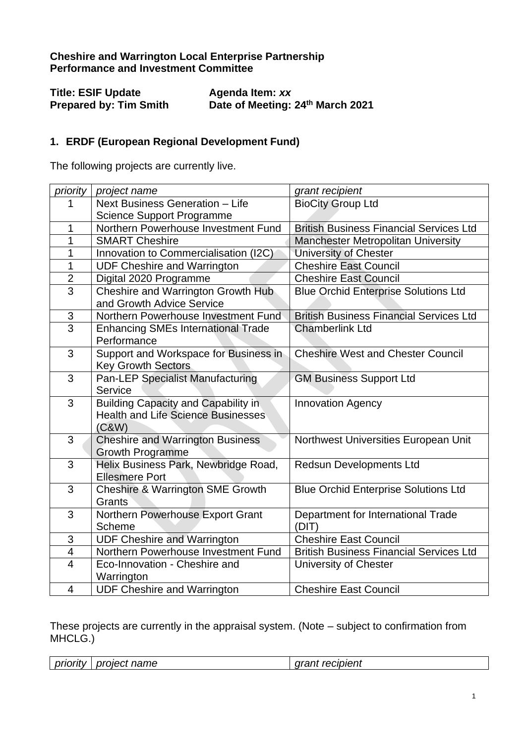**Cheshire and Warrington Local Enterprise Partnership**
**Performance and Investment Committee**

**Title: ESIF Update** **Agenda Item:** ***xx***
**Prepared by: Tim Smith** **Date of Meeting: 24th March 2021**

## 1. ERDF (European Regional Development Fund)

The following projects are currently live.

| *priority* | *project name* | *grant recipient* |
|---|---|---|
| 1 | Next Business Generation – Life Science Support Programme | BioCity Group Ltd |
| 1 | Northern Powerhouse Investment Fund | British Business Financial Services Ltd |
| 1 | SMART Cheshire | Manchester Metropolitan University |
| 1 | Innovation to Commercialisation (I2C) | University of Chester |
| 1 | UDF Cheshire and Warrington | Cheshire East Council |
| 2 | Digital 2020 Programme | Cheshire East Council |
| 3 | Cheshire and Warrington Growth Hub and Growth Advice Service | Blue Orchid Enterprise Solutions Ltd |
| 3 | Northern Powerhouse Investment Fund | British Business Financial Services Ltd |
| 3 | Enhancing SMEs International Trade Performance | Chamberlink Ltd |
| 3 | Support and Workspace for Business in Key Growth Sectors | Cheshire West and Chester Council |
| 3 | Pan-LEP Specialist Manufacturing Service | GM Business Support Ltd |
| 3 | Building Capacity and Capability in Health and Life Science Businesses (C&W) | Innovation Agency |
| 3 | Cheshire and Warrington Business Growth Programme | Northwest Universities European Unit |
| 3 | Helix Business Park, Newbridge Road, Ellesmere Port | Redsun Developments Ltd |
| 3 | Cheshire & Warrington SME Growth Grants | Blue Orchid Enterprise Solutions Ltd |
| 3 | Northern Powerhouse Export Grant Scheme | Department for International Trade (DIT) |
| 3 | UDF Cheshire and Warrington | Cheshire East Council |
| 4 | Northern Powerhouse Investment Fund | British Business Financial Services Ltd |
| 4 | Eco-Innovation - Cheshire and Warrington | University of Chester |
| 4 | UDF Cheshire and Warrington | Cheshire East Council |

These projects are currently in the appraisal system. (Note – subject to confirmation from MHCLG.)

| *priority* | *project name* | *grant recipient* |
|---|---|---|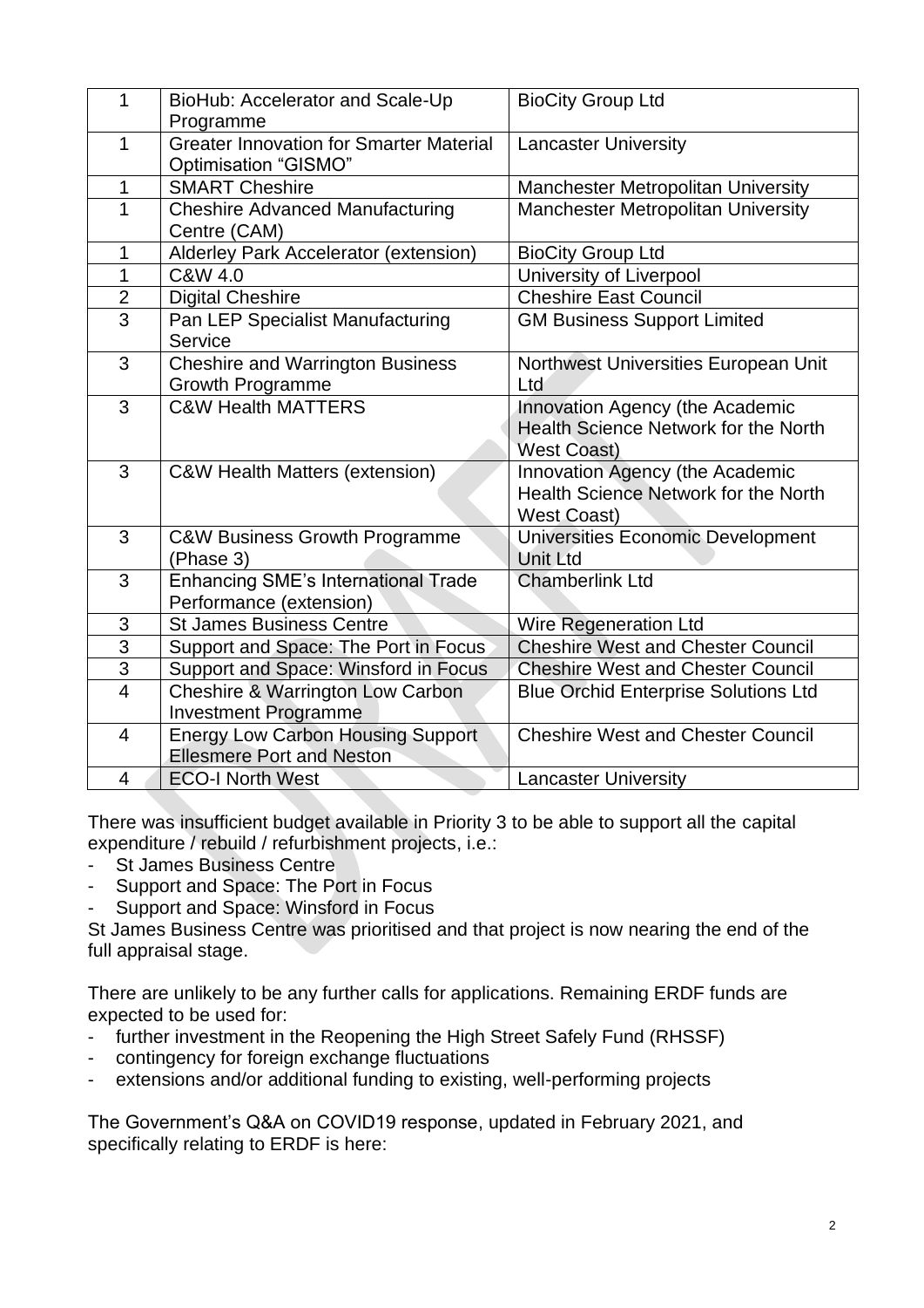| 1 | BioHub: Accelerator and Scale-Up Programme | BioCity Group Ltd |
|---|---|---|
| 1 | Greater Innovation for Smarter Material Optimisation "GISMO" | Lancaster University |
| 1 | SMART Cheshire | Manchester Metropolitan University |
| 1 | Cheshire Advanced Manufacturing Centre (CAM) | Manchester Metropolitan University |
| 1 | Alderley Park Accelerator (extension) | BioCity Group Ltd |
| 1 | C&W 4.0 | University of Liverpool |
| 2 | Digital Cheshire | Cheshire East Council |
| 3 | Pan LEP Specialist Manufacturing Service | GM Business Support Limited |
| 3 | Cheshire and Warrington Business Growth Programme | Northwest Universities European Unit Ltd |
| 3 | C&W Health MATTERS | Innovation Agency (the Academic Health Science Network for the North West Coast) |
| 3 | C&W Health Matters (extension) | Innovation Agency (the Academic Health Science Network for the North West Coast) |
| 3 | C&W Business Growth Programme (Phase 3) | Universities Economic Development Unit Ltd |
| 3 | Enhancing SME's International Trade Performance (extension) | Chamberlink Ltd |
| 3 | St James Business Centre | Wire Regeneration Ltd |
| 3 | Support and Space: The Port in Focus | Cheshire West and Chester Council |
| 3 | Support and Space: Winsford in Focus | Cheshire West and Chester Council |
| 4 | Cheshire & Warrington Low Carbon Investment Programme | Blue Orchid Enterprise Solutions Ltd |
| 4 | Energy Low Carbon Housing Support Ellesmere Port and Neston | Cheshire West and Chester Council |
| 4 | ECO-I North West | Lancaster University |

There was insufficient budget available in Priority 3 to be able to support all the capital expenditure / rebuild / refurbishment projects, i.e.:

- St James Business Centre
- Support and Space: The Port in Focus
- Support and Space: Winsford in Focus

St James Business Centre was prioritised and that project is now nearing the end of the full appraisal stage.

There are unlikely to be any further calls for applications. Remaining ERDF funds are expected to be used for:

- further investment in the Reopening the High Street Safely Fund (RHSSF)
- contingency for foreign exchange fluctuations
- extensions and/or additional funding to existing, well-performing projects

The Government's Q&A on COVID19 response, updated in February 2021, and specifically relating to ERDF is here: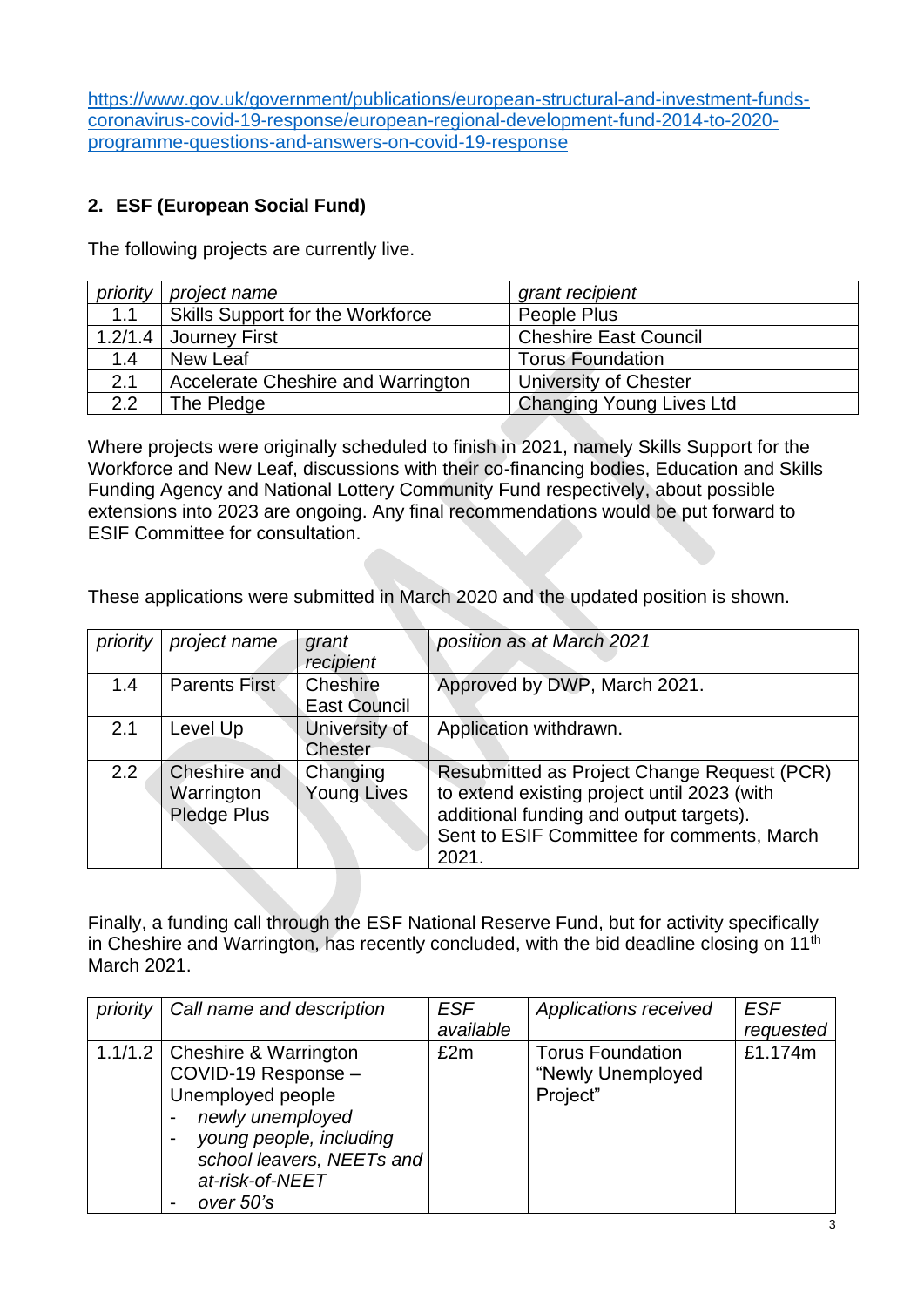https://www.gov.uk/government/publications/european-structural-and-investment-funds-coronavirus-covid-19-response/european-regional-development-fund-2014-to-2020-programme-questions-and-answers-on-covid-19-response

## 2. ESF (European Social Fund)

The following projects are currently live.

| *priority* | *project name* | *grant recipient* |
|---|---|---|
| 1.1 | Skills Support for the Workforce | People Plus |
| 1.2/1.4 | Journey First | Cheshire East Council |
| 1.4 | New Leaf | Torus Foundation |
| 2.1 | Accelerate Cheshire and Warrington | University of Chester |
| 2.2 | The Pledge | Changing Young Lives Ltd |

Where projects were originally scheduled to finish in 2021, namely Skills Support for the Workforce and New Leaf, discussions with their co-financing bodies, Education and Skills Funding Agency and National Lottery Community Fund respectively, about possible extensions into 2023 are ongoing. Any final recommendations would be put forward to ESIF Committee for consultation.

These applications were submitted in March 2020 and the updated position is shown.

| *priority* | *project name* | *grant recipient* | *position as at March 2021* |
|---|---|---|---|
| 1.4 | Parents First | Cheshire East Council | Approved by DWP, March 2021. |
| 2.1 | Level Up | University of Chester | Application withdrawn. |
| 2.2 | Cheshire and Warrington Pledge Plus | Changing Young Lives | Resubmitted as Project Change Request (PCR) to extend existing project until 2023 (with additional funding and output targets). Sent to ESIF Committee for comments, March 2021. |

Finally, a funding call through the ESF National Reserve Fund, but for activity specifically in Cheshire and Warrington, has recently concluded, with the bid deadline closing on 11th March 2021.

| *priority* | *Call name and description* | *ESF available* | *Applications received* | *ESF requested* |
|---|---|---|---|---|
| 1.1/1.2 | Cheshire & Warrington COVID-19 Response – Unemployed people<br>- *newly unemployed*<br>- *young people, including school leavers, NEETs and at-risk-of-NEET*<br>- *over 50's* | £2m | Torus Foundation "Newly Unemployed Project" | £1.174m |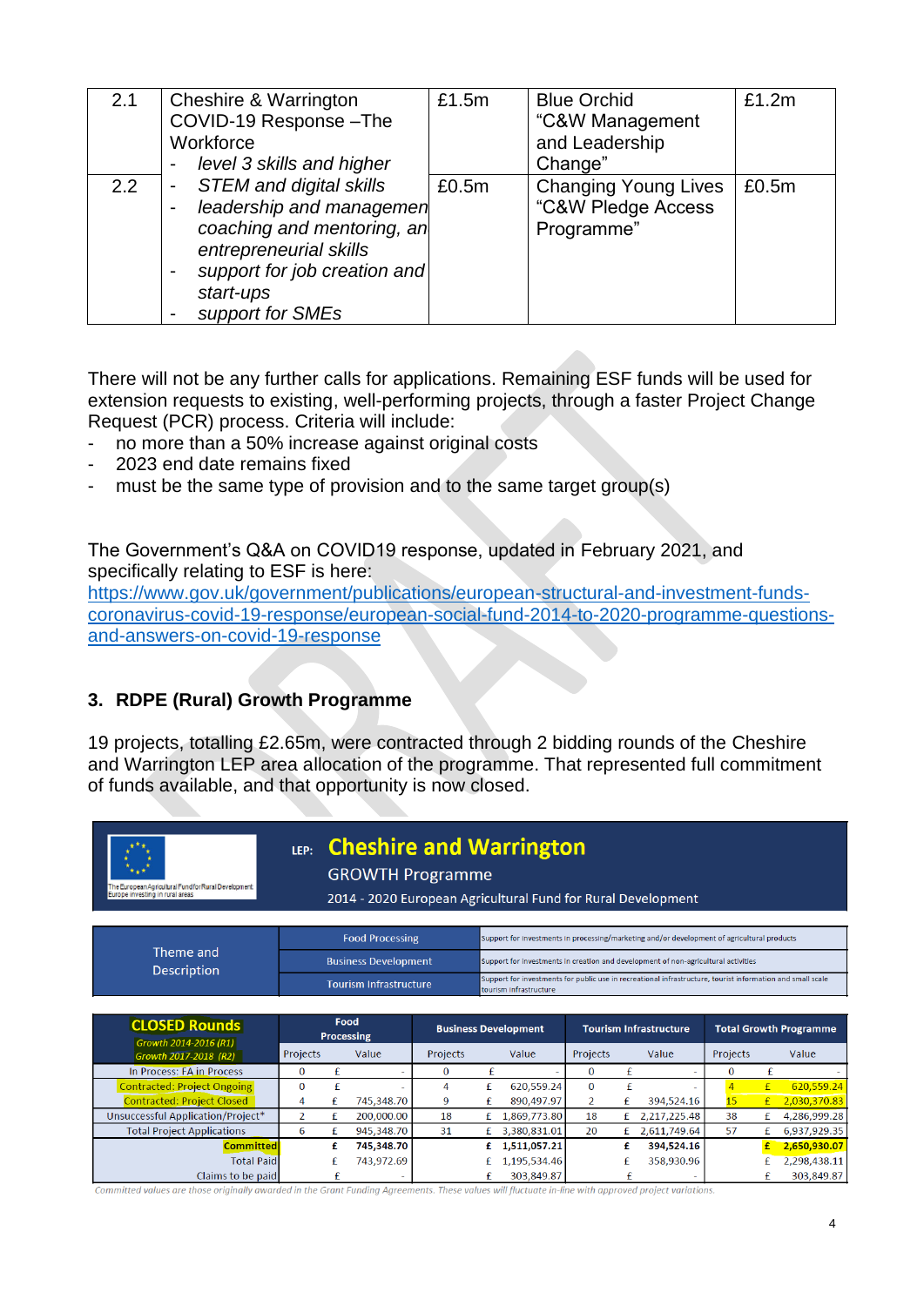| 2.1 | Cheshire & Warrington COVID-19 Response –The Workforce<br>- *level 3 skills and higher* | £1.5m | Blue Orchid "C&W Management and Leadership Change" | £1.2m |
|---|---|---|---|---|
| 2.2 | - *STEM and digital skills*<br>- *leadership and managemen coaching and mentoring, an entrepreneurial skills*<br>- *support for job creation and start-ups*<br>- *support for SMEs* | £0.5m | Changing Young Lives "C&W Pledge Access Programme" | £0.5m |

There will not be any further calls for applications. Remaining ESF funds will be used for extension requests to existing, well-performing projects, through a faster Project Change Request (PCR) process. Criteria will include:

- no more than a 50% increase against original costs
- 2023 end date remains fixed
- must be the same type of provision and to the same target group(s)

The Government's Q&A on COVID19 response, updated in February 2021, and specifically relating to ESF is here: https://www.gov.uk/government/publications/european-structural-and-investment-funds-coronavirus-covid-19-response/european-social-fund-2014-to-2020-programme-questions-and-answers-on-covid-19-response

## 3. RDPE (Rural) Growth Programme

19 projects, totalling £2.65m, were contracted through 2 bidding rounds of the Cheshire and Warrington LEP area allocation of the programme. That represented full commitment of funds available, and that opportunity is now closed.

The European Agricultural Fund for Rural Development: Europe investing in rural areas

**LEP: Cheshire and Warrington**

GROWTH Programme

2014 - 2020 European Agricultural Fund for Rural Development

| Theme and Description | | |
|---|---|---|
| | Food Processing | Support for investments in processing/marketing and/or development of agricultural products |
| | Business Development | Support for investments in creation and development of non-agricultural activities |
| | Tourism Infrastructure | Support for investments for public use in recreational infrastructure, tourist information and small scale tourism infrastructure |

| CLOSED Rounds<br>Growth 2014-2016 (R1)<br>Growth 2017-2018 (R2) | Food Processing | | Business Development | | Tourism Infrastructure | | Total Growth Programme | |
|---|---|---|---|---|---|---|---|---|
| | Projects | Value | Projects | Value | Projects | Value | Projects | Value |
| In Process: FA in Process | 0 | £ - | 0 | £ - | 0 | £ - | 0 | £ - |
| Contracted: Project Ongoing | 0 | £ - | 4 | £ 620,559.24 | 0 | £ - | 4 | £ 620,559.24 |
| Contracted: Project Closed | 4 | £ 745,348.70 | 9 | £ 890,497.97 | 2 | £ 394,524.16 | 15 | £ 2,030,370.83 |
| Unsuccessful Application/Project* | 2 | £ 200,000.00 | 18 | £ 1,869,773.80 | 18 | £ 2,217,225.48 | 38 | £ 4,286,999.28 |
| Total Project Applications | 6 | £ 945,348.70 | 31 | £ 3,380,831.01 | 20 | £ 2,611,749.64 | 57 | £ 6,937,929.35 |
| **Committed** | | **£ 745,348.70** | | **£ 1,511,057.21** | | **£ 394,524.16** | | **£ 2,650,930.07** |
| Total Paid | | £ 743,972.69 | | £ 1,195,534.46 | | £ 358,930.96 | | £ 2,298,438.11 |
| Claims to be paid | | £ | | £ 303,849.87 | | £ - | | £ 303,849.87 |

*Committed values are those originally awarded in the Grant Funding Agreements. These values will fluctuate in-line with approved project variations.*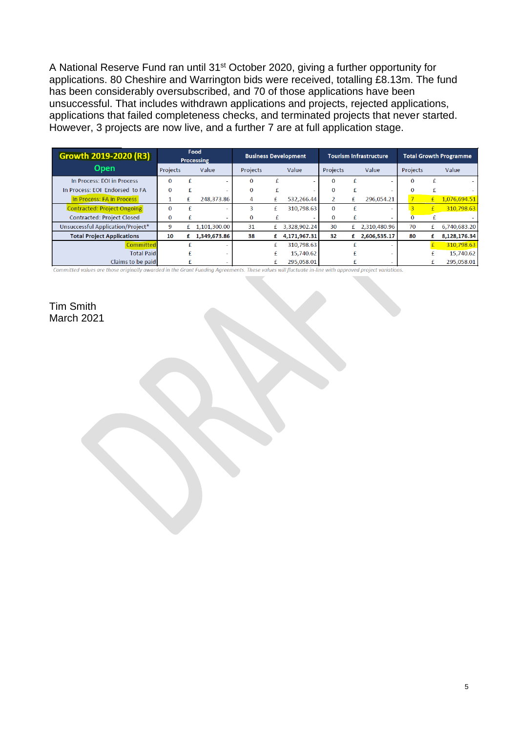A National Reserve Fund ran until 31st October 2020, giving a further opportunity for applications. 80 Cheshire and Warrington bids were received, totalling £8.13m. The fund has been considerably oversubscribed, and 70 of those applications have been unsuccessful. That includes withdrawn applications and projects, rejected applications, applications that failed completeness checks, and terminated projects that never started. However, 3 projects are now live, and a further 7 are at full application stage.

| Growth 2019-2020 (R3) Open | Food Processing | | Business Development | | Tourism Infrastructure | | Total Growth Programme | |
|---|---|---|---|---|---|---|---|---|
| | Projects | Value | Projects | Value | Projects | Value | Projects | Value |
| In Process: EOI in Process | 0 | £ - | 0 | £ - | 0 | £ - | 0 | £ - |
| In Process: EOI Endorsed to FA | 0 | £ - | 0 | £ - | 0 | £ - | 0 | £ - |
| In Process: FA in Process | 1 | £ 248,373.86 | 4 | £ 532,266.44 | 2 | £ 296,054.21 | 7 | £ 1,076,694.51 |
| Contracted: Project Ongoing | 0 | £ - | 3 | £ 310,798.63 | 0 | £ - | 3 | £ 310,798.63 |
| Contracted: Project Closed | 0 | £ - | 0 | £ - | 0 | £ - | 0 | £ - |
| Unsuccessful Application/Project* | 9 | £ 1,101,300.00 | 31 | £ 3,328,902.24 | 30 | £ 2,310,480.96 | 70 | £ 6,740,683.20 |
| **Total Project Applications** | **10** | **£ 1,349,673.86** | **38** | **£ 4,171,967.31** | **32** | **£ 2,606,535.17** | **80** | **£ 8,128,176.34** |
| Committed | | £ - | | £ 310,798.63 | | £ - | | £ 310,798.63 |
| Total Paid | | £ - | | £ 15,740.62 | | £ - | | £ 15,740.62 |
| Claims to be paid | | £ - | | £ 295,058.01 | | £ - | | £ 295,058.01 |

*Committed values are those originally awarded in the Grant Funding Agreements. These values will fluctuate in-line with approved project variations.*

Tim Smith
March 2021